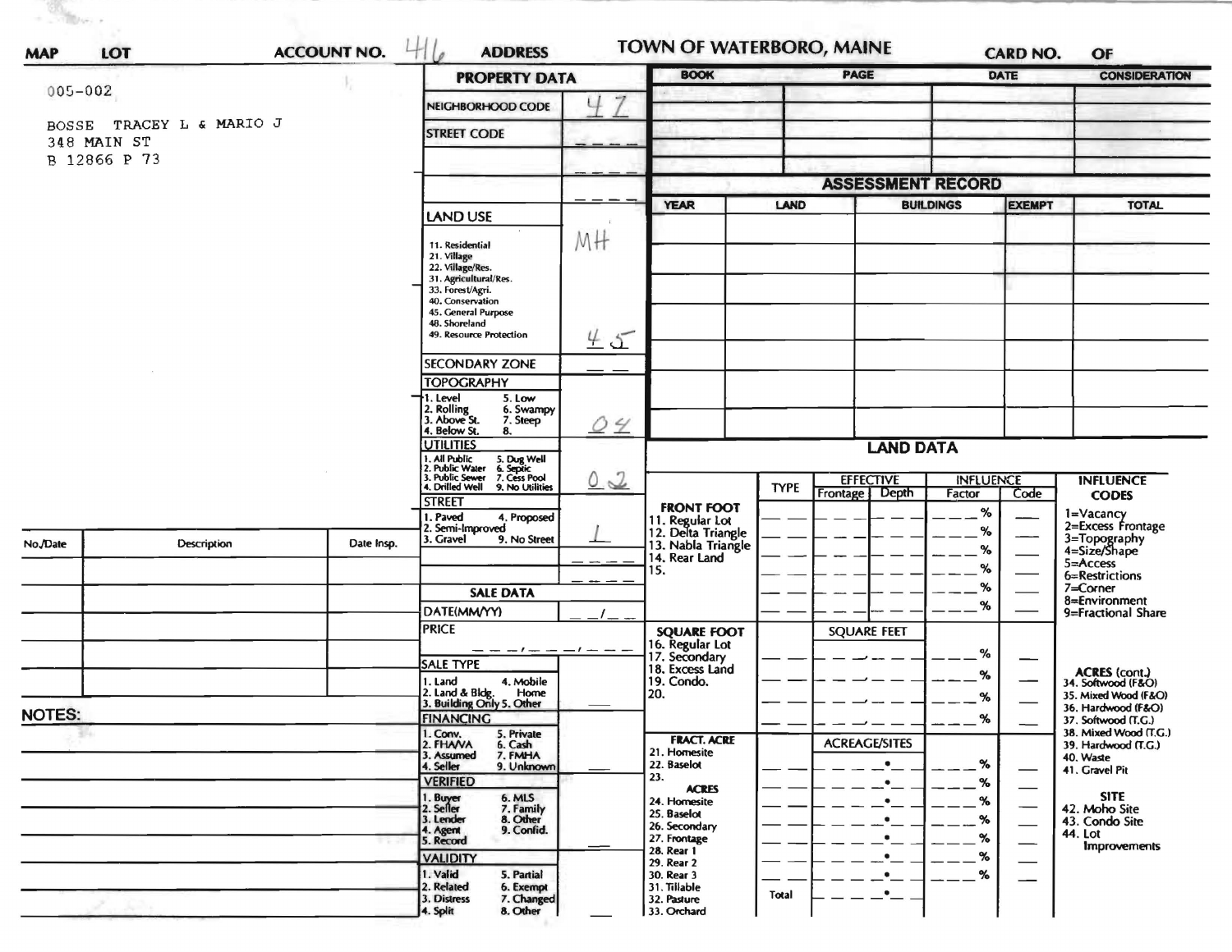**MAP** **LOT** **ACCOUNT NO.** 416 **ADDRESS** **TOWN OF WATERBORO, MAINE** **CARD NO.** **OF**

005-002

BOSSE TRACEY L & MARIO J
348 MAIN ST
B 12866 P 73

## PROPERTY DATA

| | |
|---|---|
| NEIGHBORHOOD CODE | 47 |
| STREET CODE | ____ |
| | ____ |
| | ____ |
| **LAND USE** | MH |
| 11. Residential<br>21. Village<br>22. Village/Res.<br>31. Agricultural/Res.<br>33. Forest/Agri.<br>40. Conservation<br>45. General Purpose<br>48. Shoreland<br>49. Resource Protection | 45 |
| SECONDARY ZONE | __ __ |
| **TOPOGRAPHY**<br>1. Level 5. Low<br>2. Rolling 6. Swampy<br>3. Above St. 7. Steep<br>4. Below St. 8. | 04 |
| **UTILITIES**<br>1. All Public 5. Dug Well<br>2. Public Water 6. Septic<br>3. Public Sewer 7. Cess Pool<br>4. Drilled Well 9. No Utilities | 02 |
| **STREET**<br>1. Paved 4. Proposed<br>2. Semi-Improved<br>3. Gravel 9. No Street | 1 |
| | ____ |
| | ____ |

## SALE DATA

| | |
|---|---|
| DATE(MM/YY) | __/__ |
| PRICE | ___/___/___ |
| **SALE TYPE**<br>1. Land 4. Mobile Home<br>2. Land & Bldg.<br>3. Building Only 5. Other | __ |
| **FINANCING**<br>1. Conv. 5. Private<br>2. FHA/VA 6. Cash<br>3. Assumed 7. FMHA<br>4. Seller 9. Unknown | __ |
| **VERIFIED**<br>1. Buyer 6. MLS<br>2. Seller 7. Family<br>3. Lender 8. Other<br>4. Agent 9. Confid.<br>5. Record | __ |
| **VALIDITY**<br>1. Valid 5. Partial<br>2. Related 6. Exempt<br>3. Distress 7. Changed<br>4. Split 8. Other | __ |

| BOOK | PAGE | DATE | CONSIDERATION |
|---|---|---|---|
| | | | |
| | | | |
| | | | |
| | | | |

## ASSESSMENT RECORD

| YEAR | LAND | BUILDINGS | EXEMPT | TOTAL |
|---|---|---|---|---|
| | | | | |
| | | | | |
| | | | | |
| | | | | |
| | | | | |
| | | | | |
| | | | | |

| No./Date | Description | Date Insp. |
|---|---|---|
| | | |
| | | |
| | | |
| | | |
| | | |

**NOTES:**

## LAND DATA

| | TYPE | EFFECTIVE Frontage | EFFECTIVE Depth | INFLUENCE Factor | INFLUENCE Code |
|---|---|---|---|---|---|
| **FRONT FOOT**<br>11. Regular Lot<br>12. Delta Triangle<br>13. Nabla Triangle<br>14. Rear Land<br>15. | | | | % | |
| **SQUARE FOOT**<br>16. Regular Lot<br>17. Secondary<br>18. Excess Land<br>19. Condo.<br>20. | | SQUARE FEET | | % | |
| **FRACT. ACRE**<br>21. Homesite<br>22. Baselot<br>23.<br>**ACRES**<br>24. Homesite<br>25. Baselot<br>26. Secondary<br>27. Frontage<br>28. Rear 1<br>29. Rear 2<br>30. Rear 3<br>31. Tillable<br>32. Pasture<br>33. Orchard | Total | ACREAGE/SITES | | % | |

**INFLUENCE CODES**
1=Vacancy
2=Excess Frontage
3=Topography
4=Size/Shape
5=Access
6=Restrictions
7=Corner
8=Environment
9=Fractional Share

**ACRES (cont.)**
34. Softwood (F&O)
35. Mixed Wood (F&O)
36. Hardwood (F&O)
37. Softwood (T.G.)
38. Mixed Wood (T.G.)
39. Hardwood (T.G.)
40. Waste
41. Gravel Pit

**SITE**
42. Moho Site
43. Condo Site
44. Lot Improvements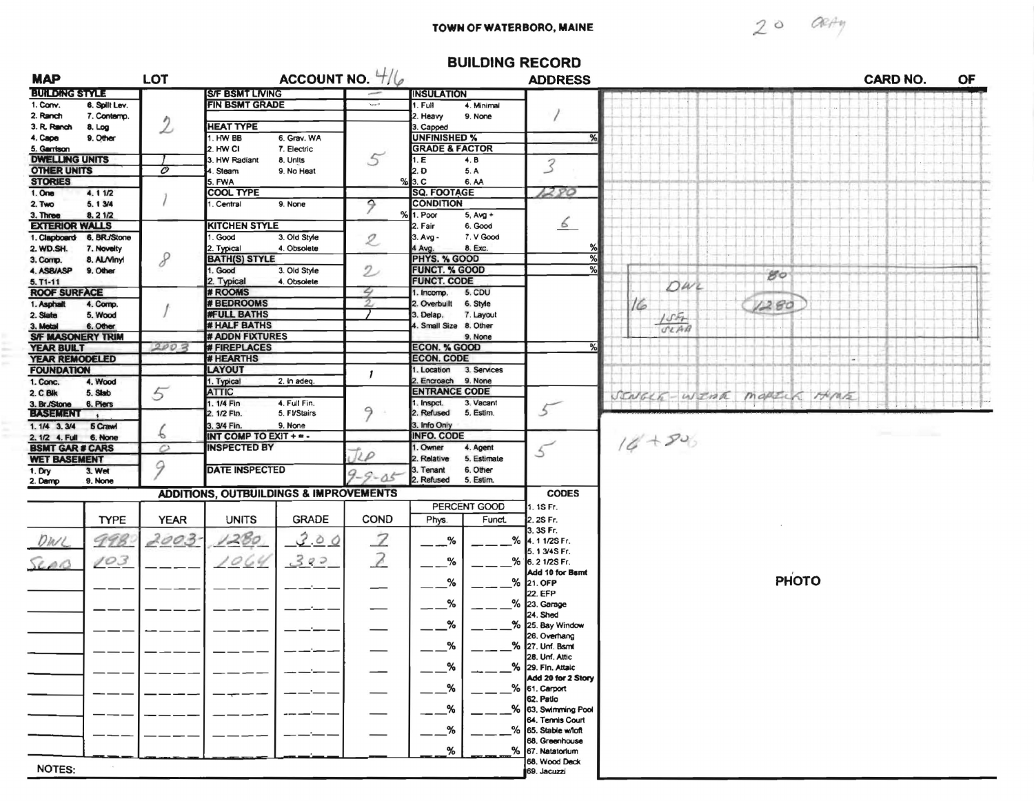# TOWN OF WATERBORO, MAINE

20 GRAY

## BUILDING RECORD

MAP | LOT | ACCOUNT NO. 416 | ADDRESS | CARD NO. | OF

| | | | | | |
|---|---|---|---|---|---|
| **BUILDING STYLE** 1. Conv. 6. Split Lev. 2. Ranch 7. Contemp. 3. R. Ranch 8. Log 4. Cape 9. Other 5. Garrison | 2 | **S/F BSMT LIVING** | — | **INSULATION** 1. Full 4. Minimal 2. Heavy 9. None 3. Capped | 1 |
| | | **FIN BSMT GRADE** | — | | |
| | | **HEAT TYPE** 1. HW BB 6. Grav. WA 2. HW CI 7. Electric 3. HW Radiant 8. Units 4. Steam 9. No Heat 5. FWA | 5 % | **UNFINISHED %** | % |
| **DWELLING UNITS** | 1 | | | **GRADE & FACTOR** 1. E 4. B 2. D 5. A 3. C 6. AA | 3 |
| **OTHER UNITS** | 0 | | | | |
| **STORIES** 1. One 4. 1 1/2 2. Two 5. 1 3/4 3. Three 8. 2 1/2 | 1 | **COOL TYPE** 1. Central 9. None | 9 % | **SQ. FOOTAGE** | 1280 |
| | | | | **CONDITION** 1. Poor 5. Avg + 2. Fair 6. Good 3. Avg - 7. V Good 4. Avg. 8. Exc. | 6 |
| **EXTERIOR WALLS** 1. Clapboard 6. BR/Stone 2. WD.SH. 7. Novelty 3. Comp. 8. AL/Vinyl 4. ASB/ASP 9. Other 5. T1-11 | 8 | **KITCHEN STYLE** 1. Good 3. Old Style 2. Typical 4. Obsolete | 2 | | % |
| | | **BATH(S) STYLE** 1. Good 3. Old Style 2. Typical 4. Obsolete | 2 | **PHYS. % GOOD** | % |
| | | | | **FUNCT. % GOOD** | % |
| **ROOF SURFACE** 1. Asphalt 4. Comp. 2. Slate 5. Wood 3. Metal 6. Other | 1 | **# ROOMS** | 4 | **FUNCT. CODE** 1. Incomp. 5. CDU 2. Overbuilt 6. Style 3. Delap. 7. Layout 4. Small Size 8. Other 9. None | |
| | | **# BEDROOMS** | 2 | | |
| | | **#FULL BATHS** | 1 | | |
| | | **# HALF BATHS** | | | |
| **S/F MASONERY TRIM** | | **# ADDN FIXTURES** | | | |
| **YEAR BUILT** | 2003 | **# FIREPLACES** | | **ECON. % GOOD** | % |
| **YEAR REMODELED** | | **# HEARTHS** | | **ECON. CODE** 1. Location 3. Services 2. Encroach 9. None | |
| **FOUNDATION** 1. Conc. 4. Wood 2. C Blk 5. Slab 3. Br./Stone 6. Piers | 5 | **LAYOUT** 1. Typical 2. In adeq. | 1 | | |
| | | **ATTIC** 1. 1/4 Fin 4. Full Fin. 2. 1/2 Fin. 5. Fl/Stairs 3. 3/4 Fin. 9. None | 9 | **ENTRANCE CODE** 1. Inspct. 3. Vacant 2. Refused 5. Estim. 3. Info Only | 5 |
| **BASEMENT** 1. 1/4 3. 3/4 5 Crawl 2. 1/2 4. Full 6. None | 6 | **INT COMP TO EXIT + = -** | | **INFO. CODE** 1. Owner 4. Agent 2. Relative 5. Estimate 3. Tenant 6. Other | 5 |
| **BSMT GAR # CARS** | 0 | **INSPECTED BY** | JLP | | |
| **WET BASEMENT** 1. Dry 3. Wet 2. Damp 9. None | 9 | **DATE INSPECTED** | 9-9-05 | 2. Refused 5. Estim. | |

Sketch: DWL 16 x 80 (1280), 1SFr SLAB

SINGLE-WIDE MOBILE HOME

16 x 80

### ADDITIONS, OUTBUILDINGS & IMPROVEMENTS

| | TYPE | YEAR | UNITS | GRADE | COND | Phys. % Good | Funct. % Good |
|---|---|---|---|---|---|---|---|
| DWL | 998 | 2003 | 1280 | 3.00 | 7 | % | % |
| SLAB | 103 | | 1064 | 300 | 7 | % | % |
| | | | | | | % | % |
| | | | | | | % | % |
| | | | | | | % | % |
| | | | | | | % | % |
| | | | | | | % | % |
| | | | | | | % | % |
| | | | | | | % | % |
| | | | | | | % | % |
| | | | | | | % | % |

**CODES**
1. 1S Fr.
2. 2S Fr.
3. 3S Fr.
4. 1 1/2S Fr.
5. 1 3/4S Fr.
6. 2 1/2S Fr.
Add 10 for Bsmt
21. OFP
22. EFP
23. Garage
24. Shed
25. Bay Window
26. Overhang
27. Unf. Bsmt
28. Unf. Attic
29. Fin. Attaic
Add 20 for 2 Story
61. Carport
62. Patio
63. Swimming Pool
64. Tennis Court
65. Stable w/loft
66. Greenhouse
67. Natatorium
68. Wood Deck
69. Jacuzzi

PHOTO

NOTES: